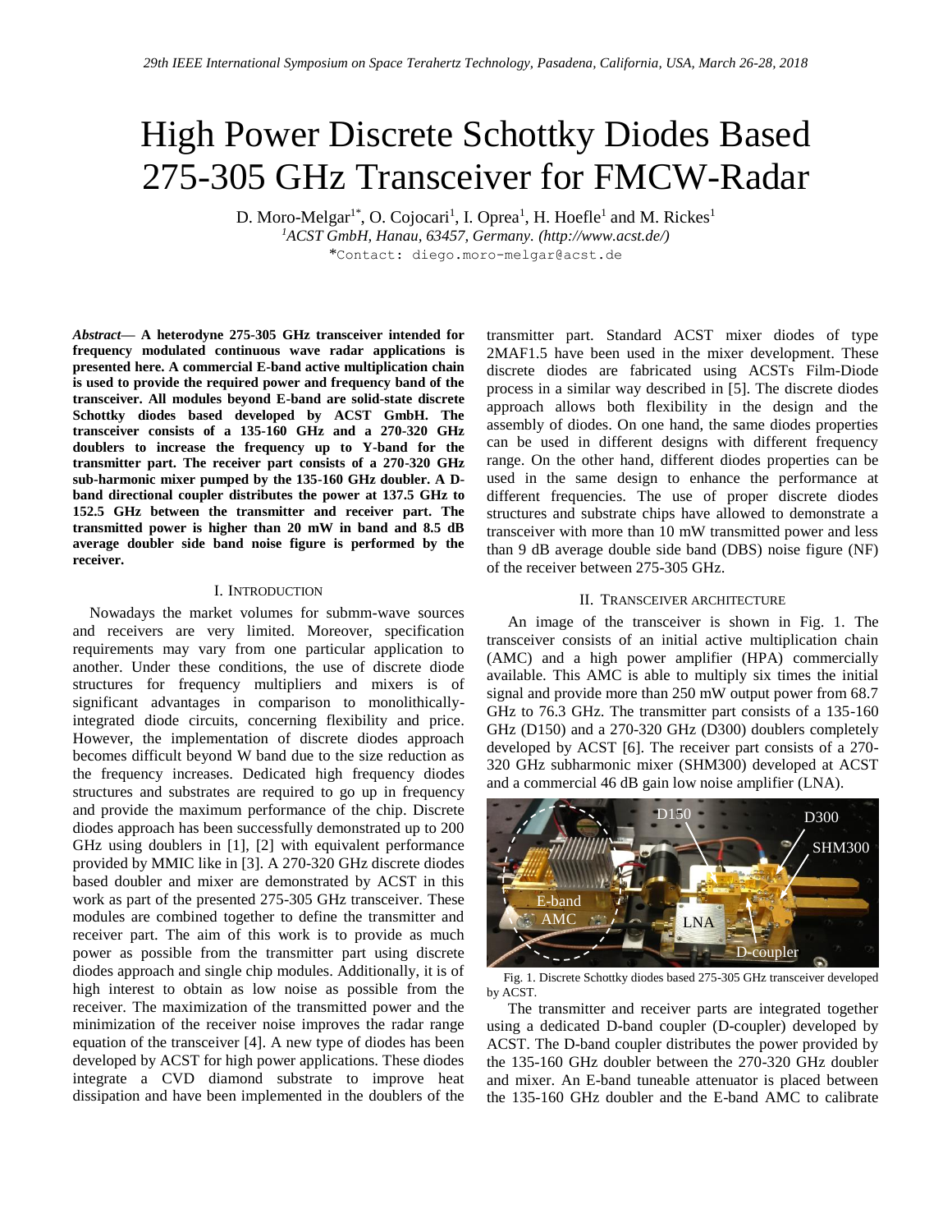# High Power Discrete Schottky Diodes Based 275-305 GHz Transceiver for FMCW-Radar

D. Moro-Melgar[1*], O. Cojocari[1], I. Oprea[1], H. Hoefle[1] and M. Rickes[1]

[1]*ACST GmbH, Hanau, 63457, Germany. (http://www.acst.de/)*

*Contact: diego.moro-melgar@acst.de

***Abstract*— A heterodyne 275-305 GHz transceiver intended for frequency modulated continuous wave radar applications is presented here. A commercial E-band active multiplication chain is used to provide the required power and frequency band of the transceiver. All modules beyond E-band are solid-state discrete Schottky diodes based developed by ACST GmbH. The transceiver consists of a 135-160 GHz and a 270-320 GHz doublers to increase the frequency up to Y-band for the transmitter part. The receiver part consists of a 270-320 GHz sub-harmonic mixer pumped by the 135-160 GHz doubler. A D-band directional coupler distributes the power at 137.5 GHz to 152.5 GHz between the transmitter and receiver part. The transmitted power is higher than 20 mW in band and 8.5 dB average doubler side band noise figure is performed by the receiver.**

## I. Introduction

Nowadays the market volumes for submm-wave sources and receivers are very limited. Moreover, specification requirements may vary from one particular application to another. Under these conditions, the use of discrete diode structures for frequency multipliers and mixers is of significant advantages in comparison to monolithically-integrated diode circuits, concerning flexibility and price. However, the implementation of discrete diodes approach becomes difficult beyond W band due to the size reduction as the frequency increases. Dedicated high frequency diodes structures and substrates are required to go up in frequency and provide the maximum performance of the chip. Discrete diodes approach has been successfully demonstrated up to 200 GHz using doublers in [1], [2] with equivalent performance provided by MMIC like in [3]. A 270-320 GHz discrete diodes based doubler and mixer are demonstrated by ACST in this work as part of the presented 275-305 GHz transceiver. These modules are combined together to define the transmitter and receiver part. The aim of this work is to provide as much power as possible from the transmitter part using discrete diodes approach and single chip modules. Additionally, it is of high interest to obtain as low noise as possible from the receiver. The maximization of the transmitted power and the minimization of the receiver noise improves the radar range equation of the transceiver [4]. A new type of diodes has been developed by ACST for high power applications. These diodes integrate a CVD diamond substrate to improve heat dissipation and have been implemented in the doublers of the transmitter part. Standard ACST mixer diodes of type 2MAF1.5 have been used in the mixer development. These discrete diodes are fabricated using ACSTs Film-Diode process in a similar way described in [5]. The discrete diodes approach allows both flexibility in the design and the assembly of diodes. On one hand, the same diodes properties can be used in different designs with different frequency range. On the other hand, different diodes properties can be used in the same design to enhance the performance at different frequencies. The use of proper discrete diodes structures and substrate chips have allowed to demonstrate a transceiver with more than 10 mW transmitted power and less than 9 dB average double side band (DBS) noise figure (NF) of the receiver between 275-305 GHz.

## II. Transceiver Architecture

An image of the transceiver is shown in Fig. 1. The transceiver consists of an initial active multiplication chain (AMC) and a high power amplifier (HPA) commercially available. This AMC is able to multiply six times the initial signal and provide more than 250 mW output power from 68.7 GHz to 76.3 GHz. The transmitter part consists of a 135-160 GHz (D150) and a 270-320 GHz (D300) doublers completely developed by ACST [6]. The receiver part consists of a 270-320 GHz subharmonic mixer (SHM300) developed at ACST and a commercial 46 dB gain low noise amplifier (LNA).

Fig. 1. Discrete Schottky diodes based 275-305 GHz transceiver developed by ACST.

The transmitter and receiver parts are integrated together using a dedicated D-band coupler (D-coupler) developed by ACST. The D-band coupler distributes the power provided by the 135-160 GHz doubler between the 270-320 GHz doubler and mixer. An E-band tuneable attenuator is placed between the 135-160 GHz doubler and the E-band AMC to calibrate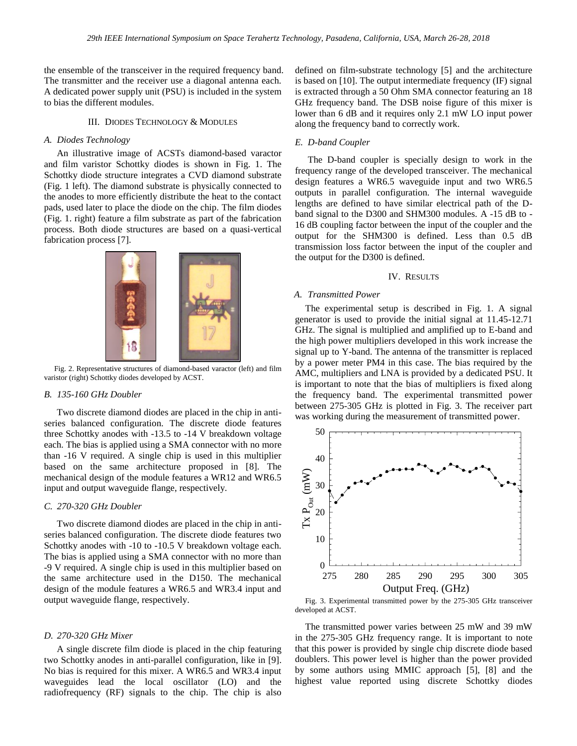the ensemble of the transceiver in the required frequency band. The transmitter and the receiver use a diagonal antenna each. A dedicated power supply unit (PSU) is included in the system to bias the different modules.

## III. Diodes Technology & Modules

### A. Diodes Technology

An illustrative image of ACSTs diamond-based varactor and film varistor Schottky diodes is shown in Fig. 1. The Schottky diode structure integrates a CVD diamond substrate (Fig. 1 left). The diamond substrate is physically connected to the anodes to more efficiently distribute the heat to the contact pads, used later to place the diode on the chip. The film diodes (Fig. 1. right) feature a film substrate as part of the fabrication process. Both diode structures are based on a quasi-vertical fabrication process [7].

Fig. 2. Representative structures of diamond-based varactor (left) and film varistor (right) Schottky diodes developed by ACST.

### B. 135-160 GHz Doubler

Two discrete diamond diodes are placed in the chip in anti-series balanced configuration. The discrete diode features three Schottky anodes with -13.5 to -14 V breakdown voltage each. The bias is applied using a SMA connector with no more than -16 V required. A single chip is used in this multiplier based on the same architecture proposed in [8]. The mechanical design of the module features a WR12 and WR6.5 input and output waveguide flange, respectively.

### C. 270-320 GHz Doubler

Two discrete diamond diodes are placed in the chip in anti-series balanced configuration. The discrete diode features two Schottky anodes with -10 to -10.5 V breakdown voltage each. The bias is applied using a SMA connector with no more than -9 V required. A single chip is used in this multiplier based on the same architecture used in the D150. The mechanical design of the module features a WR6.5 and WR3.4 input and output waveguide flange, respectively.

### D. 270-320 GHz Mixer

A single discrete film diode is placed in the chip featuring two Schottky anodes in anti-parallel configuration, like in [9]. No bias is required for this mixer. A WR6.5 and WR3.4 input waveguides lead the local oscillator (LO) and the radiofrequency (RF) signals to the chip. The chip is also defined on film-substrate technology [5] and the architecture is based on [10]. The output intermediate frequency (IF) signal is extracted through a 50 Ohm SMA connector featuring an 18 GHz frequency band. The DSB noise figure of this mixer is lower than 6 dB and it requires only 2.1 mW LO input power along the frequency band to correctly work.

### E. D-band Coupler

The D-band coupler is specially design to work in the frequency range of the developed transceiver. The mechanical design features a WR6.5 waveguide input and two WR6.5 outputs in parallel configuration. The internal waveguide lengths are defined to have similar electrical path of the D-band signal to the D300 and SHM300 modules. A -15 dB to -16 dB coupling factor between the input of the coupler and the output for the SHM300 is defined. Less than 0.5 dB transmission loss factor between the input of the coupler and the output for the D300 is defined.

## IV. Results

### A. Transmitted Power

The experimental setup is described in Fig. 1. A signal generator is used to provide the initial signal at 11.45-12.71 GHz. The signal is multiplied and amplified up to E-band and the high power multipliers developed in this work increase the signal up to Y-band. The antenna of the transmitter is replaced by a power meter PM4 in this case. The bias required by the AMC, multipliers and LNA is provided by a dedicated PSU. It is important to note that the bias of multipliers is fixed along the frequency band. The experimental transmitted power between 275-305 GHz is plotted in Fig. 3. The receiver part was working during the measurement of transmitted power.

Fig. 3. Experimental transmitted power by the 275-305 GHz transceiver developed at ACST.

The transmitted power varies between 25 mW and 39 mW in the 275-305 GHz frequency range. It is important to note that this power is provided by single chip discrete diode based doublers. This power level is higher than the power provided by some authors using MMIC approach [5], [8] and the highest value reported using discrete Schottky diodes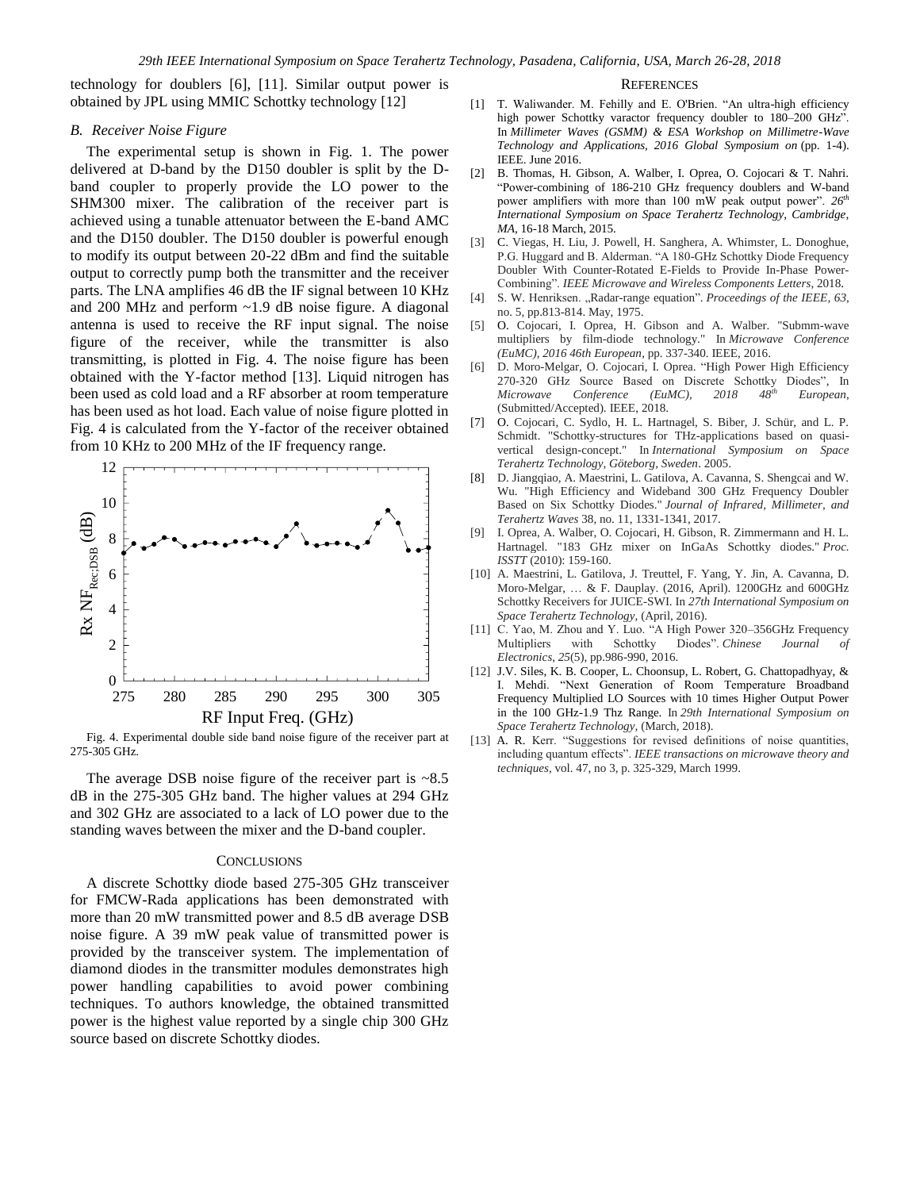technology for doublers [6], [11]. Similar output power is obtained by JPL using MMIC Schottky technology [12]

### B. Receiver Noise Figure

The experimental setup is shown in Fig. 1. The power delivered at D-band by the D150 doubler is split by the D-band coupler to properly provide the LO power to the SHM300 mixer. The calibration of the receiver part is achieved using a tunable attenuator between the E-band AMC and the D150 doubler. The D150 doubler is powerful enough to modify its output between 20-22 dBm and find the suitable output to correctly pump both the transmitter and the receiver parts. The LNA amplifies 46 dB the IF signal between 10 KHz and 200 MHz and perform ~1.9 dB noise figure. A diagonal antenna is used to receive the RF input signal. The noise figure of the receiver, while the transmitter is also transmitting, is plotted in Fig. 4. The noise figure has been obtained with the Y-factor method [13]. Liquid nitrogen has been used as cold load and a RF absorber at room temperature has been used as hot load. Each value of noise figure plotted in Fig. 4 is calculated from the Y-factor of the receiver obtained from 10 KHz to 200 MHz of the IF frequency range.

$Rx\ NF_{Rec;DSB}$ (dB)

12
10
8
6
4
2
0

275 280 285 290 295 300 305

RF Input Freq. (GHz)

Fig. 4. Experimental double side band noise figure of the receiver part at 275-305 GHz.

The average DSB noise figure of the receiver part is ~8.5 dB in the 275-305 GHz band. The higher values at 294 GHz and 302 GHz are associated to a lack of LO power due to the standing waves between the mixer and the D-band coupler.

## Conclusions

A discrete Schottky diode based 275-305 GHz transceiver for FMCW-Rada applications has been demonstrated with more than 20 mW transmitted power and 8.5 dB average DSB noise figure. A 39 mW peak value of transmitted power is provided by the transceiver system. The implementation of diamond diodes in the transmitter modules demonstrates high power handling capabilities to avoid power combining techniques. To authors knowledge, the obtained transmitted power is the highest value reported by a single chip 300 GHz source based on discrete Schottky diodes.

## References

[1] T. Waliwander. M. Fehilly and E. O'Brien. "An ultra-high efficiency high power Schottky varactor frequency doubler to 180–200 GHz". In *Millimeter Waves (GSMM) & ESA Workshop on Millimetre-Wave Technology and Applications, 2016 Global Symposium on* (pp. 1-4). IEEE. June 2016.

[2] B. Thomas, H. Gibson, A. Walber, I. Oprea, O. Cojocari & T. Nahri. "Power-combining of 186-210 GHz frequency doublers and W-band power amplifiers with more than 100 mW peak output power". *26th International Symposium on Space Terahertz Technology, Cambridge, MA*, 16-18 March, 2015.

[3] C. Viegas, H. Liu, J. Powell, H. Sanghera, A. Whimster, L. Donoghue, P.G. Huggard and B. Alderman. "A 180-GHz Schottky Diode Frequency Doubler With Counter-Rotated E-Fields to Provide In-Phase Power-Combining". *IEEE Microwave and Wireless Components Letters*, 2018.

[4] S. W. Henriksen. „Radar-range equation". *Proceedings of the IEEE, 63*, no. 5, pp.813-814. May, 1975.

[5] O. Cojocari, I. Oprea, H. Gibson and A. Walber. "Submm-wave multipliers by film-diode technology." In *Microwave Conference (EuMC), 2016 46th European*, pp. 337-340. IEEE, 2016.

[6] D. Moro-Melgar, O. Cojocari, I. Oprea. "High Power High Efficiency 270-320 GHz Source Based on Discrete Schottky Diodes", In *Microwave Conference (EuMC), 2018 48th European*, (Submitted/Accepted). IEEE, 2018.

[7] O. Cojocari, C. Sydlo, H. L. Hartnagel, S. Biber, J. Schür, and L. P. Schmidt. "Schottky-structures for THz-applications based on quasi-vertical design-concept." In *International Symposium on Space Terahertz Technology, Göteborg, Sweden*. 2005.

[8] D. Jiangqiao, A. Maestrini, L. Gatilova, A. Cavanna, S. Shengcai and W. Wu. "High Efficiency and Wideband 300 GHz Frequency Doubler Based on Six Schottky Diodes." *Journal of Infrared, Millimeter, and Terahertz Waves* 38, no. 11, 1331-1341, 2017.

[9] I. Oprea, A. Walber, O. Cojocari, H. Gibson, R. Zimmermann and H. L. Hartnagel. "183 GHz mixer on InGaAs Schottky diodes." *Proc. ISSTT* (2010): 159-160.

[10] A. Maestrini, L. Gatilova, J. Treuttel, F. Yang, Y. Jin, A. Cavanna, D. Moro-Melgar, … & F. Dauplay. (2016, April). 1200GHz and 600GHz Schottky Receivers for JUICE-SWI. In *27th International Symposium on Space Terahertz Technology,* (April, 2016).

[11] C. Yao, M. Zhou and Y. Luo. "A High Power 320–356GHz Frequency Multipliers with Schottky Diodes". *Chinese Journal of Electronics*, *25*(5), pp.986-990, 2016.

[12] J.V. Siles, K. B. Cooper, L. Choonsup, L. Robert, G. Chattopadhyay, & I. Mehdi. "Next Generation of Room Temperature Broadband Frequency Multiplied LO Sources with 10 times Higher Output Power in the 100 GHz-1.9 Thz Range. In *29th International Symposium on Space Terahertz Technology,* (March, 2018).

[13] A. R. Kerr. "Suggestions for revised definitions of noise quantities, including quantum effects". *IEEE transactions on microwave theory and techniques*, vol. 47, no 3, p. 325-329, March 1999.